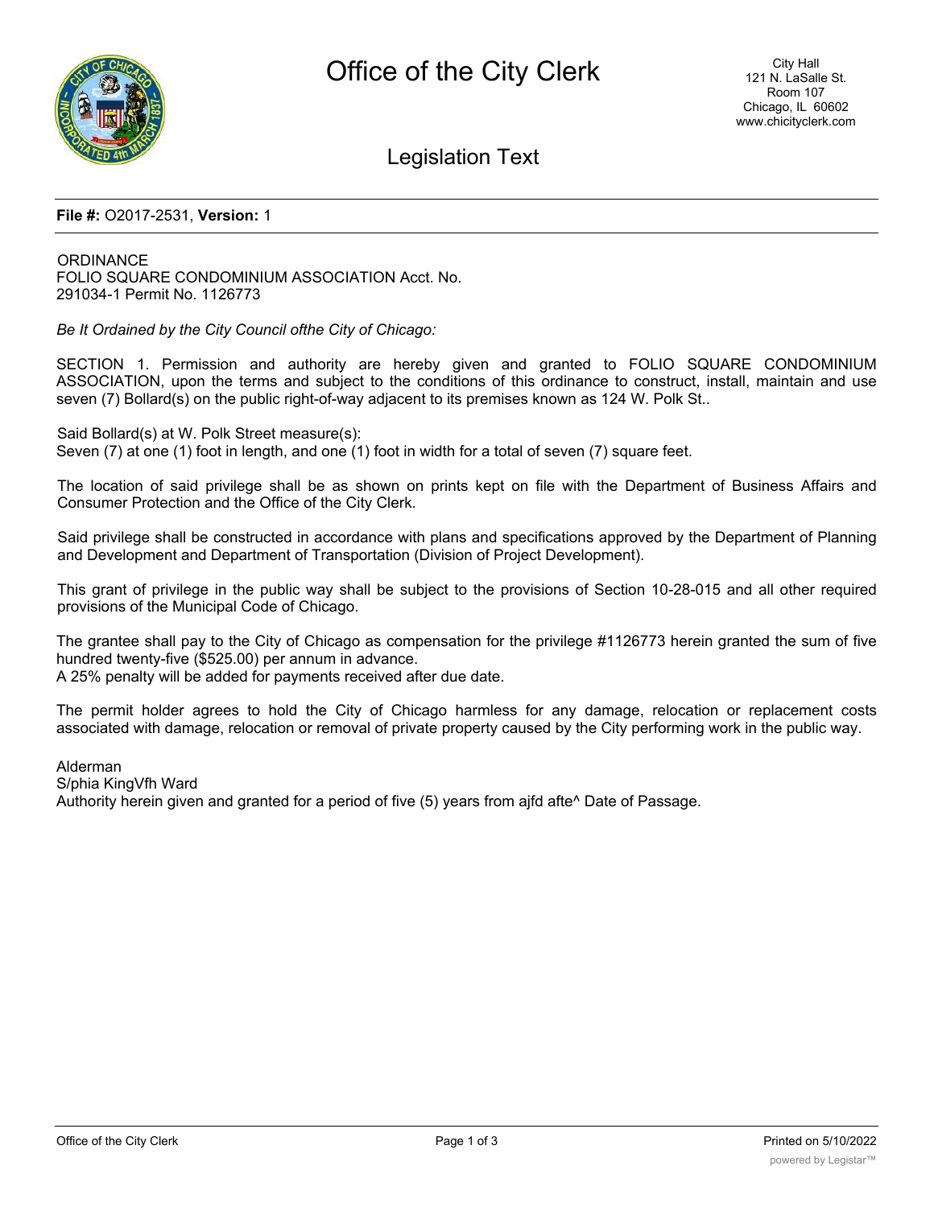# Office of the City Clerk

City Hall
121 N. LaSalle St.
Room 107
Chicago, IL 60602
www.chicityclerk.com

## Legislation Text

**File #:** O2017-2531, **Version:** 1

ORDINANCE
FOLIO SQUARE CONDOMINIUM ASSOCIATION Acct. No. 291034-1 Permit No. 1126773

*Be It Ordained by the City Council ofthe City of Chicago:*

SECTION 1. Permission and authority are hereby given and granted to FOLIO SQUARE CONDOMINIUM ASSOCIATION, upon the terms and subject to the conditions of this ordinance to construct, install, maintain and use seven (7) Bollard(s) on the public right-of-way adjacent to its premises known as 124 W. Polk St..

Said Bollard(s) at W. Polk Street measure(s):
Seven (7) at one (1) foot in length, and one (1) foot in width for a total of seven (7) square feet.

The location of said privilege shall be as shown on prints kept on file with the Department of Business Affairs and Consumer Protection and the Office of the City Clerk.

Said privilege shall be constructed in accordance with plans and specifications approved by the Department of Planning and Development and Department of Transportation (Division of Project Development).

This grant of privilege in the public way shall be subject to the provisions of Section 10-28-015 and all other required provisions of the Municipal Code of Chicago.

The grantee shall pay to the City of Chicago as compensation for the privilege #1126773 herein granted the sum of five hundred twenty-five ($525.00) per annum in advance.
A 25% penalty will be added for payments received after due date.

The permit holder agrees to hold the City of Chicago harmless for any damage, relocation or replacement costs associated with damage, relocation or removal of private property caused by the City performing work in the public way.

Alderman
S/phia KingVfh Ward
Authority herein given and granted for a period of five (5) years from ajfd afte^ Date of Passage.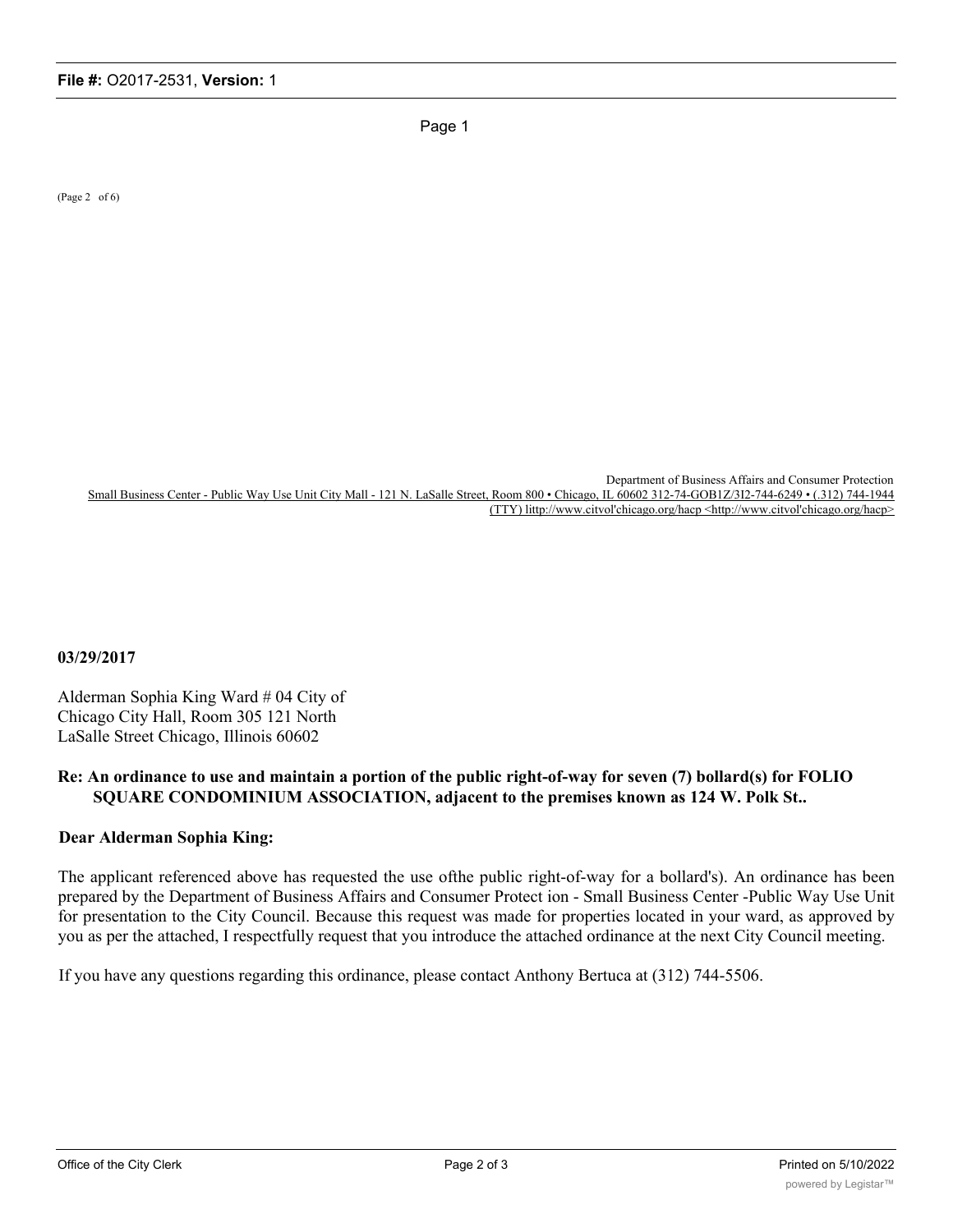(Page 2 of 6)

Department of Business Affairs and Consumer Protection
Small Business Center - Public Way Use Unit City Mall - 121 N. LaSalle Street, Room 800 • Chicago, IL 60602 312-74-GOB1Z/3I2-744-6249 • (.312) 744-1944 (TTY) littp://www.citvol'chicago.org/hacp <http://www.citvol'chicago.org/hacp>

**03/29/2017**

Alderman Sophia King Ward # 04 City of Chicago City Hall, Room 305 121 North LaSalle Street Chicago, Illinois 60602

**Re: An ordinance to use and maintain a portion of the public right-of-way for seven (7) bollard(s) for FOLIO SQUARE CONDOMINIUM ASSOCIATION, adjacent to the premises known as 124 W. Polk St..**

**Dear Alderman Sophia King:**

The applicant referenced above has requested the use ofthe public right-of-way for a bollard's). An ordinance has been prepared by the Department of Business Affairs and Consumer Protect ion - Small Business Center -Public Way Use Unit for presentation to the City Council. Because this request was made for properties located in your ward, as approved by you as per the attached, I respectfully request that you introduce the attached ordinance at the next City Council meeting.

If you have any questions regarding this ordinance, please contact Anthony Bertuca at (312) 744-5506.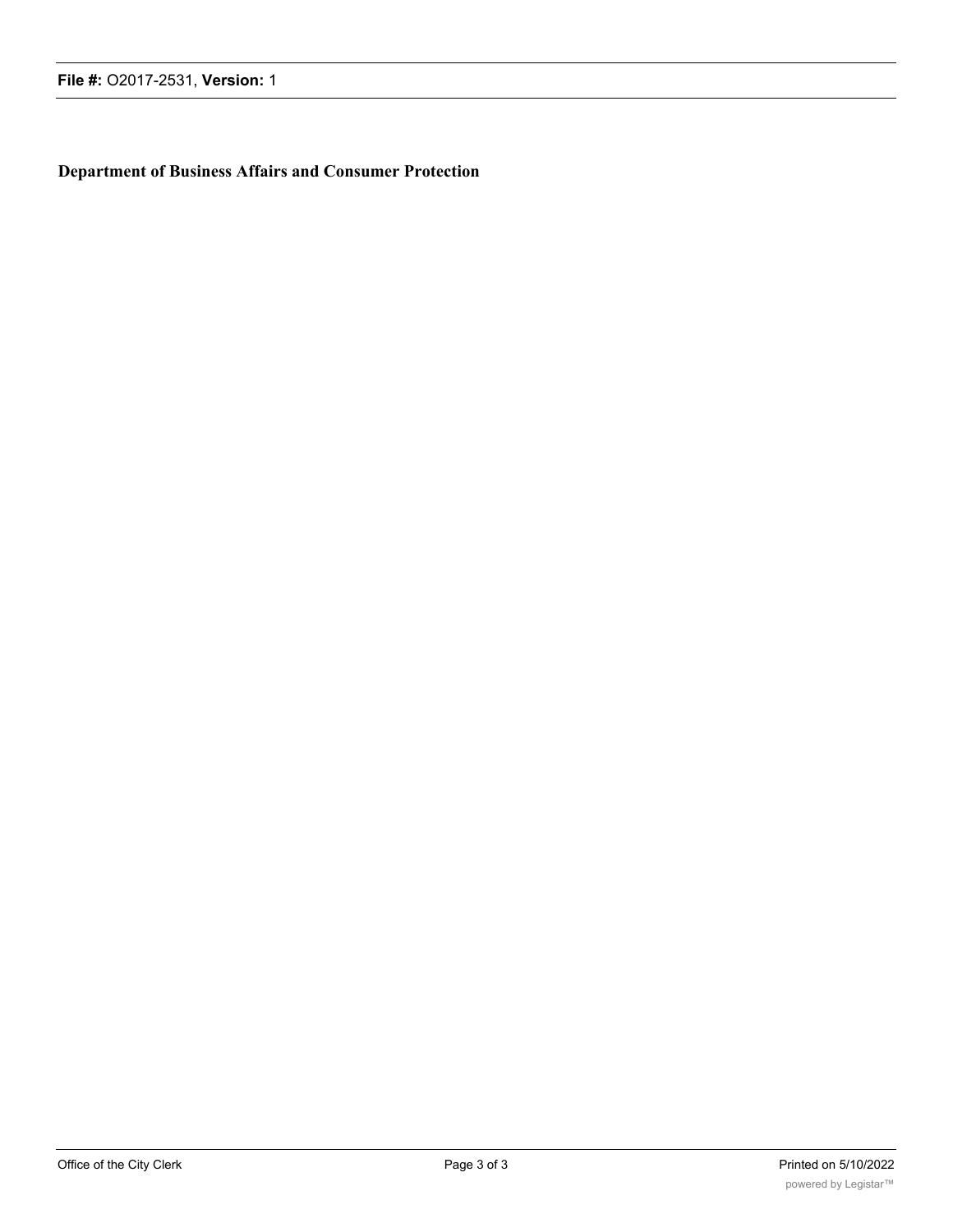**Department of Business Affairs and Consumer Protection**